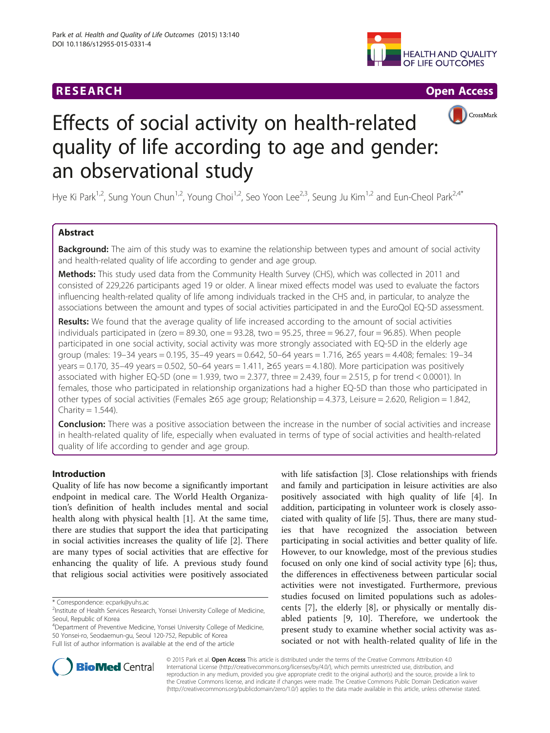RESEARCH Open Access

# Effects of social activity on health-related quality of life according to age and gender: an observational study

Hye Ki Park[1,2], Sung Youn Chun[1,2], Young Choi[1,2], Seo Yoon Lee[2,3], Seung Ju Kim[1,2] and Eun-Cheol Park[2,4*]

## Abstract

**Background:** The aim of this study was to examine the relationship between types and amount of social activity and health-related quality of life according to gender and age group.

**Methods:** This study used data from the Community Health Survey (CHS), which was collected in 2011 and consisted of 229,226 participants aged 19 or older. A linear mixed effects model was used to evaluate the factors influencing health-related quality of life among individuals tracked in the CHS and, in particular, to analyze the associations between the amount and types of social activities participated in and the EuroQol EQ-5D assessment.

**Results:** We found that the average quality of life increased according to the amount of social activities individuals participated in (zero = 89.30, one = 93.28, two = 95.25, three = 96.27, four = 96.85). When people participated in one social activity, social activity was more strongly associated with EQ-5D in the elderly age group (males: 19–34 years = 0.195, 35–49 years = 0.642, 50–64 years = 1.716, ≥65 years = 4.408; females: 19–34 years = 0.170, 35–49 years = 0.502, 50–64 years = 1.411, ≥65 years = 4.180). More participation was positively associated with higher EQ-5D (one = 1.939, two = 2.377, three = 2.439, four = 2.515, p for trend < 0.0001). In females, those who participated in relationship organizations had a higher EQ-5D than those who participated in other types of social activities (Females ≥65 age group; Relationship = 4.373, Leisure = 2.620, Religion = 1.842, Charity = 1.544).

**Conclusion:** There was a positive association between the increase in the number of social activities and increase in health-related quality of life, especially when evaluated in terms of type of social activities and health-related quality of life according to gender and age group.

## Introduction

Quality of life has now become a significantly important endpoint in medical care. The World Health Organization's definition of health includes mental and social health along with physical health [1]. At the same time, there are studies that support the idea that participating in social activities increases the quality of life [2]. There are many types of social activities that are effective for enhancing the quality of life. A previous study found that religious social activities were positively associated with life satisfaction [3]. Close relationships with friends and family and participation in leisure activities are also positively associated with high quality of life [4]. In addition, participating in volunteer work is closely associated with quality of life [5]. Thus, there are many studies that have recognized the association between participating in social activities and better quality of life. However, to our knowledge, most of the previous studies focused on only one kind of social activity type [6]; thus, the differences in effectiveness between particular social activities were not investigated. Furthermore, previous studies focused on limited populations such as adolescents [7], the elderly [8], or physically or mentally disabled patients [9, 10]. Therefore, we undertook the present study to examine whether social activity was associated or not with health-related quality of life in the

\* Correspondence: ecpark@yuhs.ac
[2]Institute of Health Services Research, Yonsei University College of Medicine, Seoul, Republic of Korea
[4]Department of Preventive Medicine, Yonsei University College of Medicine, 50 Yonsei-ro, Seodaemun-gu, Seoul 120-752, Republic of Korea
Full list of author information is available at the end of the article

© 2015 Park et al. **Open Access** This article is distributed under the terms of the Creative Commons Attribution 4.0 International License (http://creativecommons.org/licenses/by/4.0/), which permits unrestricted use, distribution, and reproduction in any medium, provided you give appropriate credit to the original author(s) and the source, provide a link to the Creative Commons license, and indicate if changes were made. The Creative Commons Public Domain Dedication waiver (http://creativecommons.org/publicdomain/zero/1.0/) applies to the data made available in this article, unless otherwise stated.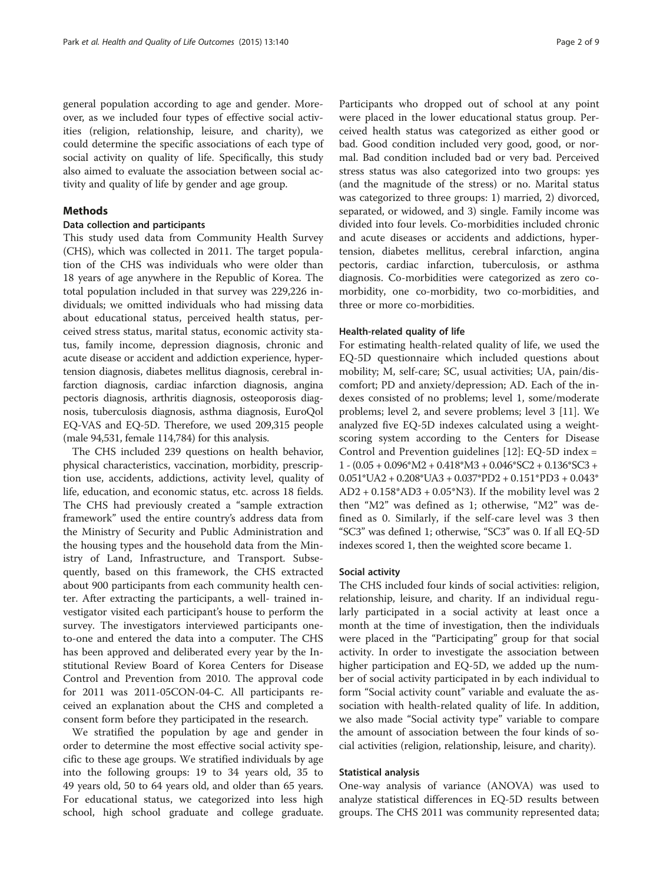general population according to age and gender. Moreover, as we included four types of effective social activities (religion, relationship, leisure, and charity), we could determine the specific associations of each type of social activity on quality of life. Specifically, this study also aimed to evaluate the association between social activity and quality of life by gender and age group.

## Methods

### Data collection and participants

This study used data from Community Health Survey (CHS), which was collected in 2011. The target population of the CHS was individuals who were older than 18 years of age anywhere in the Republic of Korea. The total population included in that survey was 229,226 individuals; we omitted individuals who had missing data about educational status, perceived health status, perceived stress status, marital status, economic activity status, family income, depression diagnosis, chronic and acute disease or accident and addiction experience, hypertension diagnosis, diabetes mellitus diagnosis, cerebral infarction diagnosis, cardiac infarction diagnosis, angina pectoris diagnosis, arthritis diagnosis, osteoporosis diagnosis, tuberculosis diagnosis, asthma diagnosis, EuroQol EQ-VAS and EQ-5D. Therefore, we used 209,315 people (male 94,531, female 114,784) for this analysis.

The CHS included 239 questions on health behavior, physical characteristics, vaccination, morbidity, prescription use, accidents, addictions, activity level, quality of life, education, and economic status, etc. across 18 fields. The CHS had previously created a "sample extraction framework" used the entire country's address data from the Ministry of Security and Public Administration and the housing types and the household data from the Ministry of Land, Infrastructure, and Transport. Subsequently, based on this framework, the CHS extracted about 900 participants from each community health center. After extracting the participants, a well- trained investigator visited each participant's house to perform the survey. The investigators interviewed participants one-to-one and entered the data into a computer. The CHS has been approved and deliberated every year by the Institutional Review Board of Korea Centers for Disease Control and Prevention from 2010. The approval code for 2011 was 2011-05CON-04-C. All participants received an explanation about the CHS and completed a consent form before they participated in the research.

We stratified the population by age and gender in order to determine the most effective social activity specific to these age groups. We stratified individuals by age into the following groups: 19 to 34 years old, 35 to 49 years old, 50 to 64 years old, and older than 65 years. For educational status, we categorized into less high school, high school graduate and college graduate. Participants who dropped out of school at any point were placed in the lower educational status group. Perceived health status was categorized as either good or bad. Good condition included very good, good, or normal. Bad condition included bad or very bad. Perceived stress status was also categorized into two groups: yes (and the magnitude of the stress) or no. Marital status was categorized to three groups: 1) married, 2) divorced, separated, or widowed, and 3) single. Family income was divided into four levels. Co-morbidities included chronic and acute diseases or accidents and addictions, hypertension, diabetes mellitus, cerebral infarction, angina pectoris, cardiac infarction, tuberculosis, or asthma diagnosis. Co-morbidities were categorized as zero co-morbidity, one co-morbidity, two co-morbidities, and three or more co-morbidities.

### Health-related quality of life

For estimating health-related quality of life, we used the EQ-5D questionnaire which included questions about mobility; M, self-care; SC, usual activities; UA, pain/discomfort; PD and anxiety/depression; AD. Each of the indexes consisted of no problems; level 1, some/moderate problems; level 2, and severe problems; level 3 [11]. We analyzed five EQ-5D indexes calculated using a weight-scoring system according to the Centers for Disease Control and Prevention guidelines [12]: EQ-5D index = 1 - (0.05 + 0.096*M2 + 0.418*M3 + 0.046*SC2 + 0.136*SC3 + 0.051*UA2 + 0.208*UA3 + 0.037*PD2 + 0.151*PD3 + 0.043*AD2 + 0.158*AD3 + 0.05*N3). If the mobility level was 2 then "M2" was defined as 1; otherwise, "M2" was defined as 0. Similarly, if the self-care level was 3 then "SC3" was defined 1; otherwise, "SC3" was 0. If all EQ-5D indexes scored 1, then the weighted score became 1.

### Social activity

The CHS included four kinds of social activities: religion, relationship, leisure, and charity. If an individual regularly participated in a social activity at least once a month at the time of investigation, then the individuals were placed in the "Participating" group for that social activity. In order to investigate the association between higher participation and EQ-5D, we added up the number of social activity participated in by each individual to form "Social activity count" variable and evaluate the association with health-related quality of life. In addition, we also made "Social activity type" variable to compare the amount of association between the four kinds of social activities (religion, relationship, leisure, and charity).

### Statistical analysis

One-way analysis of variance (ANOVA) was used to analyze statistical differences in EQ-5D results between groups. The CHS 2011 was community represented data;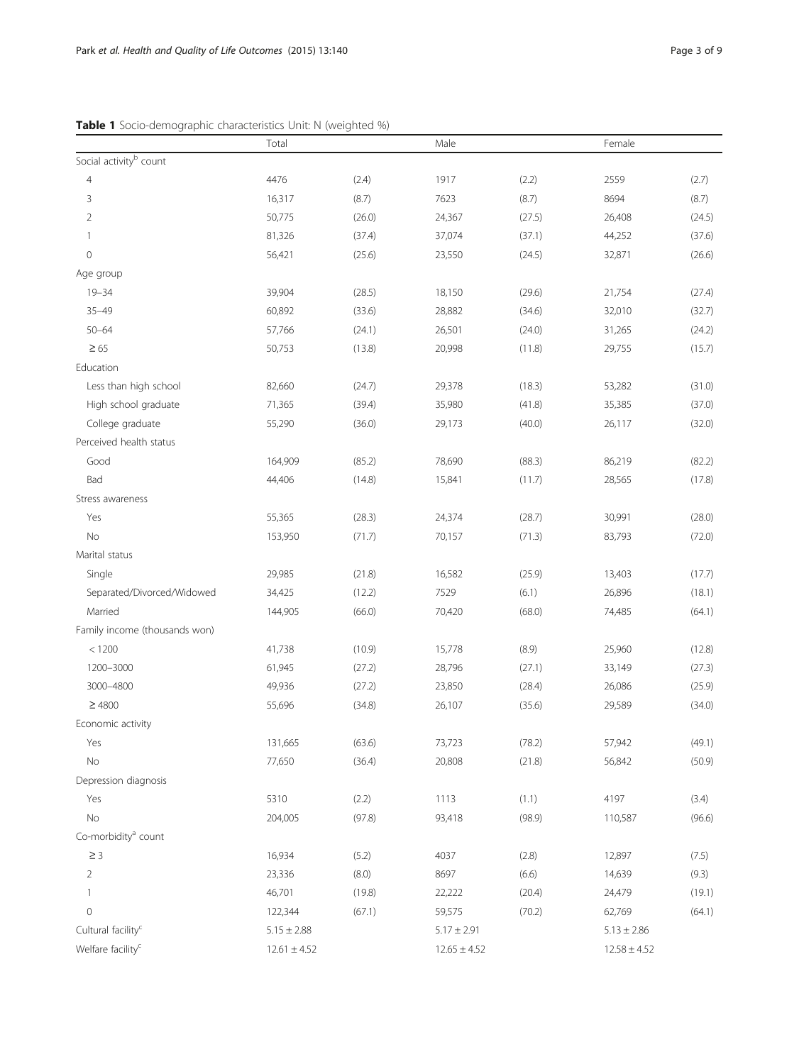**Table 1** Socio-demographic characteristics Unit: N (weighted %)

| | Total | | Male | | Female | |
|---|---|---|---|---|---|---|
| Social activity[b] count | | | | | | |
| 4 | 4476 | (2.4) | 1917 | (2.2) | 2559 | (2.7) |
| 3 | 16,317 | (8.7) | 7623 | (8.7) | 8694 | (8.7) |
| 2 | 50,775 | (26.0) | 24,367 | (27.5) | 26,408 | (24.5) |
| 1 | 81,326 | (37.4) | 37,074 | (37.1) | 44,252 | (37.6) |
| 0 | 56,421 | (25.6) | 23,550 | (24.5) | 32,871 | (26.6) |
| Age group | | | | | | |
| 19–34 | 39,904 | (28.5) | 18,150 | (29.6) | 21,754 | (27.4) |
| 35–49 | 60,892 | (33.6) | 28,882 | (34.6) | 32,010 | (32.7) |
| 50–64 | 57,766 | (24.1) | 26,501 | (24.0) | 31,265 | (24.2) |
| ≥ 65 | 50,753 | (13.8) | 20,998 | (11.8) | 29,755 | (15.7) |
| Education | | | | | | |
| Less than high school | 82,660 | (24.7) | 29,378 | (18.3) | 53,282 | (31.0) |
| High school graduate | 71,365 | (39.4) | 35,980 | (41.8) | 35,385 | (37.0) |
| College graduate | 55,290 | (36.0) | 29,173 | (40.0) | 26,117 | (32.0) |
| Perceived health status | | | | | | |
| Good | 164,909 | (85.2) | 78,690 | (88.3) | 86,219 | (82.2) |
| Bad | 44,406 | (14.8) | 15,841 | (11.7) | 28,565 | (17.8) |
| Stress awareness | | | | | | |
| Yes | 55,365 | (28.3) | 24,374 | (28.7) | 30,991 | (28.0) |
| No | 153,950 | (71.7) | 70,157 | (71.3) | 83,793 | (72.0) |
| Marital status | | | | | | |
| Single | 29,985 | (21.8) | 16,582 | (25.9) | 13,403 | (17.7) |
| Separated/Divorced/Widowed | 34,425 | (12.2) | 7529 | (6.1) | 26,896 | (18.1) |
| Married | 144,905 | (66.0) | 70,420 | (68.0) | 74,485 | (64.1) |
| Family income (thousands won) | | | | | | |
| < 1200 | 41,738 | (10.9) | 15,778 | (8.9) | 25,960 | (12.8) |
| 1200–3000 | 61,945 | (27.2) | 28,796 | (27.1) | 33,149 | (27.3) |
| 3000–4800 | 49,936 | (27.2) | 23,850 | (28.4) | 26,086 | (25.9) |
| ≥ 4800 | 55,696 | (34.8) | 26,107 | (35.6) | 29,589 | (34.0) |
| Economic activity | | | | | | |
| Yes | 131,665 | (63.6) | 73,723 | (78.2) | 57,942 | (49.1) |
| No | 77,650 | (36.4) | 20,808 | (21.8) | 56,842 | (50.9) |
| Depression diagnosis | | | | | | |
| Yes | 5310 | (2.2) | 1113 | (1.1) | 4197 | (3.4) |
| No | 204,005 | (97.8) | 93,418 | (98.9) | 110,587 | (96.6) |
| Co-morbidity[a] count | | | | | | |
| ≥ 3 | 16,934 | (5.2) | 4037 | (2.8) | 12,897 | (7.5) |
| 2 | 23,336 | (8.0) | 8697 | (6.6) | 14,639 | (9.3) |
| 1 | 46,701 | (19.8) | 22,222 | (20.4) | 24,479 | (19.1) |
| 0 | 122,344 | (67.1) | 59,575 | (70.2) | 62,769 | (64.1) |
| Cultural facility[c] | 5.15 ± 2.88 | | 5.17 ± 2.91 | | 5.13 ± 2.86 | |
| Welfare facility[c] | 12.61 ± 4.52 | | 12.65 ± 4.52 | | 12.58 ± 4.52 | |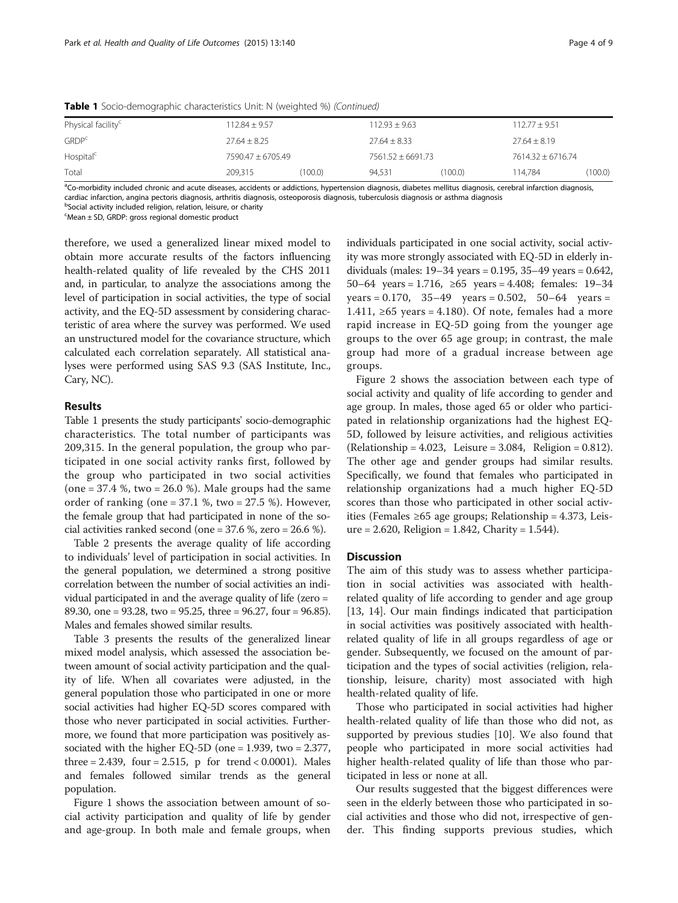**Table 1** Socio-demographic characteristics Unit: N (weighted %) *(Continued)*

| | | | | | | |
|---|---|---|---|---|---|---|
| Physical facility[c] | 112.84 ± 9.57 | | 112.93 ± 9.63 | | 112.77 ± 9.51 | |
| GRDP[c] | 27.64 ± 8.25 | | 27.64 ± 8.33 | | 27.64 ± 8.19 | |
| Hospital[c] | 7590.47 ± 6705.49 | | 7561.52 ± 6691.73 | | 7614.32 ± 6716.74 | |
| Total | 209,315 | (100.0) | 94,531 | (100.0) | 114,784 | (100.0) |

[a]Co-morbidity included chronic and acute diseases, accidents or addictions, hypertension diagnosis, diabetes mellitus diagnosis, cerebral infarction diagnosis, cardiac infarction, angina pectoris diagnosis, arthritis diagnosis, osteoporosis diagnosis, tuberculosis diagnosis or asthma diagnosis
[b]Social activity included religion, relation, leisure, or charity
[c]Mean ± SD, GRDP: gross regional domestic product

therefore, we used a generalized linear mixed model to obtain more accurate results of the factors influencing health-related quality of life revealed by the CHS 2011 and, in particular, to analyze the associations among the level of participation in social activities, the type of social activity, and the EQ-5D assessment by considering characteristic of area where the survey was performed. We used an unstructured model for the covariance structure, which calculated each correlation separately. All statistical analyses were performed using SAS 9.3 (SAS Institute, Inc., Cary, NC).

## Results

Table 1 presents the study participants' socio-demographic characteristics. The total number of participants was 209,315. In the general population, the group who participated in one social activity ranks first, followed by the group who participated in two social activities (one = 37.4 %, two = 26.0 %). Male groups had the same order of ranking (one = 37.1 %, two = 27.5 %). However, the female group that had participated in none of the social activities ranked second (one = 37.6 %, zero = 26.6 %).

Table 2 presents the average quality of life according to individuals' level of participation in social activities. In the general population, we determined a strong positive correlation between the number of social activities an individual participated in and the average quality of life (zero = 89.30, one = 93.28, two = 95.25, three = 96.27, four = 96.85). Males and females showed similar results.

Table 3 presents the results of the generalized linear mixed model analysis, which assessed the association between amount of social activity participation and the quality of life. When all covariates were adjusted, in the general population those who participated in one or more social activities had higher EQ-5D scores compared with those who never participated in social activities. Furthermore, we found that more participation was positively associated with the higher EQ-5D (one = 1.939, two = 2.377, three = 2.439, four = 2.515, p for trend < 0.0001). Males and females followed similar trends as the general population.

Figure 1 shows the association between amount of social activity participation and quality of life by gender and age-group. In both male and female groups, when individuals participated in one social activity, social activity was more strongly associated with EQ-5D in elderly individuals (males: 19–34 years = 0.195, 35–49 years = 0.642, 50–64 years = 1.716, ≥65 years = 4.408; females: 19–34 years = 0.170, 35–49 years = 0.502, 50–64 years = 1.411, ≥65 years = 4.180). Of note, females had a more rapid increase in EQ-5D going from the younger age groups to the over 65 age group; in contrast, the male group had more of a gradual increase between age groups.

Figure 2 shows the association between each type of social activity and quality of life according to gender and age group. In males, those aged 65 or older who participated in relationship organizations had the highest EQ-5D, followed by leisure activities, and religious activities (Relationship = 4.023, Leisure = 3.084, Religion = 0.812). The other age and gender groups had similar results. Specifically, we found that females who participated in relationship organizations had a much higher EQ-5D scores than those who participated in other social activities (Females ≥65 age groups; Relationship = 4.373, Leisure = 2.620, Religion = 1.842, Charity = 1.544).

## Discussion

The aim of this study was to assess whether participation in social activities was associated with health-related quality of life according to gender and age group [13, 14]. Our main findings indicated that participation in social activities was positively associated with health-related quality of life in all groups regardless of age or gender. Subsequently, we focused on the amount of participation and the types of social activities (religion, relationship, leisure, charity) most associated with high health-related quality of life.

Those who participated in social activities had higher health-related quality of life than those who did not, as supported by previous studies [10]. We also found that people who participated in more social activities had higher health-related quality of life than those who participated in less or none at all.

Our results suggested that the biggest differences were seen in the elderly between those who participated in social activities and those who did not, irrespective of gender. This finding supports previous studies, which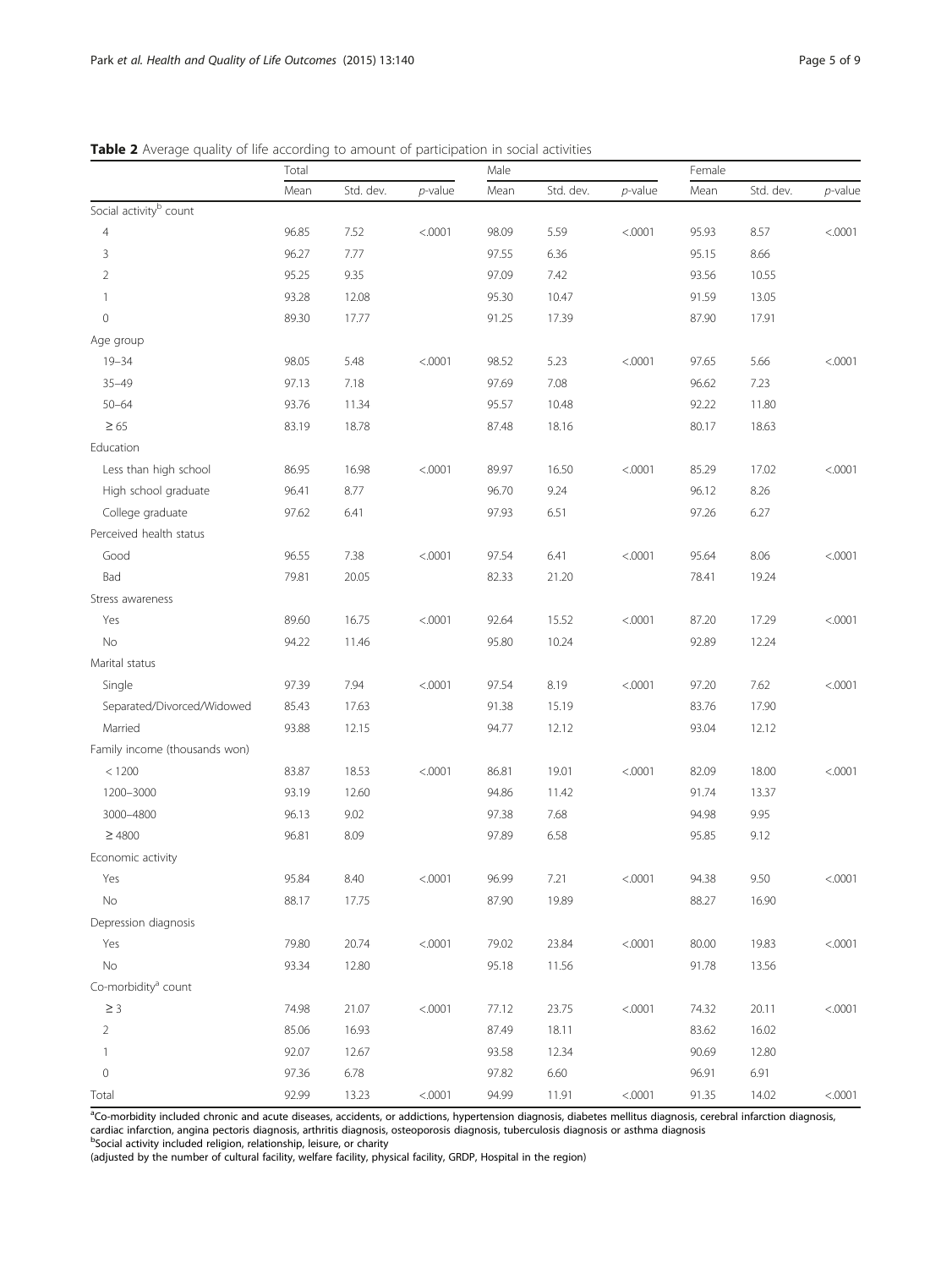**Table 2** Average quality of life according to amount of participation in social activities

| | Total | | | Male | | | Female | | |
|---|---|---|---|---|---|---|---|---|---|
| | Mean | Std. dev. | *p*-value | Mean | Std. dev. | *p*-value | Mean | Std. dev. | *p*-value |
| Social activity[b] count | | | | | | | | | |
| 4 | 96.85 | 7.52 | <.0001 | 98.09 | 5.59 | <.0001 | 95.93 | 8.57 | <.0001 |
| 3 | 96.27 | 7.77 | | 97.55 | 6.36 | | 95.15 | 8.66 | |
| 2 | 95.25 | 9.35 | | 97.09 | 7.42 | | 93.56 | 10.55 | |
| 1 | 93.28 | 12.08 | | 95.30 | 10.47 | | 91.59 | 13.05 | |
| 0 | 89.30 | 17.77 | | 91.25 | 17.39 | | 87.90 | 17.91 | |
| Age group | | | | | | | | | |
| 19–34 | 98.05 | 5.48 | <.0001 | 98.52 | 5.23 | <.0001 | 97.65 | 5.66 | <.0001 |
| 35–49 | 97.13 | 7.18 | | 97.69 | 7.08 | | 96.62 | 7.23 | |
| 50–64 | 93.76 | 11.34 | | 95.57 | 10.48 | | 92.22 | 11.80 | |
| ≥ 65 | 83.19 | 18.78 | | 87.48 | 18.16 | | 80.17 | 18.63 | |
| Education | | | | | | | | | |
| Less than high school | 86.95 | 16.98 | <.0001 | 89.97 | 16.50 | <.0001 | 85.29 | 17.02 | <.0001 |
| High school graduate | 96.41 | 8.77 | | 96.70 | 9.24 | | 96.12 | 8.26 | |
| College graduate | 97.62 | 6.41 | | 97.93 | 6.51 | | 97.26 | 6.27 | |
| Perceived health status | | | | | | | | | |
| Good | 96.55 | 7.38 | <.0001 | 97.54 | 6.41 | <.0001 | 95.64 | 8.06 | <.0001 |
| Bad | 79.81 | 20.05 | | 82.33 | 21.20 | | 78.41 | 19.24 | |
| Stress awareness | | | | | | | | | |
| Yes | 89.60 | 16.75 | <.0001 | 92.64 | 15.52 | <.0001 | 87.20 | 17.29 | <.0001 |
| No | 94.22 | 11.46 | | 95.80 | 10.24 | | 92.89 | 12.24 | |
| Marital status | | | | | | | | | |
| Single | 97.39 | 7.94 | <.0001 | 97.54 | 8.19 | <.0001 | 97.20 | 7.62 | <.0001 |
| Separated/Divorced/Widowed | 85.43 | 17.63 | | 91.38 | 15.19 | | 83.76 | 17.90 | |
| Married | 93.88 | 12.15 | | 94.77 | 12.12 | | 93.04 | 12.12 | |
| Family income (thousands won) | | | | | | | | | |
| < 1200 | 83.87 | 18.53 | <.0001 | 86.81 | 19.01 | <.0001 | 82.09 | 18.00 | <.0001 |
| 1200–3000 | 93.19 | 12.60 | | 94.86 | 11.42 | | 91.74 | 13.37 | |
| 3000–4800 | 96.13 | 9.02 | | 97.38 | 7.68 | | 94.98 | 9.95 | |
| ≥ 4800 | 96.81 | 8.09 | | 97.89 | 6.58 | | 95.85 | 9.12 | |
| Economic activity | | | | | | | | | |
| Yes | 95.84 | 8.40 | <.0001 | 96.99 | 7.21 | <.0001 | 94.38 | 9.50 | <.0001 |
| No | 88.17 | 17.75 | | 87.90 | 19.89 | | 88.27 | 16.90 | |
| Depression diagnosis | | | | | | | | | |
| Yes | 79.80 | 20.74 | <.0001 | 79.02 | 23.84 | <.0001 | 80.00 | 19.83 | <.0001 |
| No | 93.34 | 12.80 | | 95.18 | 11.56 | | 91.78 | 13.56 | |
| Co-morbidity[a] count | | | | | | | | | |
| ≥ 3 | 74.98 | 21.07 | <.0001 | 77.12 | 23.75 | <.0001 | 74.32 | 20.11 | <.0001 |
| 2 | 85.06 | 16.93 | | 87.49 | 18.11 | | 83.62 | 16.02 | |
| 1 | 92.07 | 12.67 | | 93.58 | 12.34 | | 90.69 | 12.80 | |
| 0 | 97.36 | 6.78 | | 97.82 | 6.60 | | 96.91 | 6.91 | |
| Total | 92.99 | 13.23 | <.0001 | 94.99 | 11.91 | <.0001 | 91.35 | 14.02 | <.0001 |

[a]Co-morbidity included chronic and acute diseases, accidents, or addictions, hypertension diagnosis, diabetes mellitus diagnosis, cerebral infarction diagnosis, cardiac infarction, angina pectoris diagnosis, arthritis diagnosis, osteoporosis diagnosis, tuberculosis diagnosis or asthma diagnosis
[b]Social activity included religion, relationship, leisure, or charity
(adjusted by the number of cultural facility, welfare facility, physical facility, GRDP, Hospital in the region)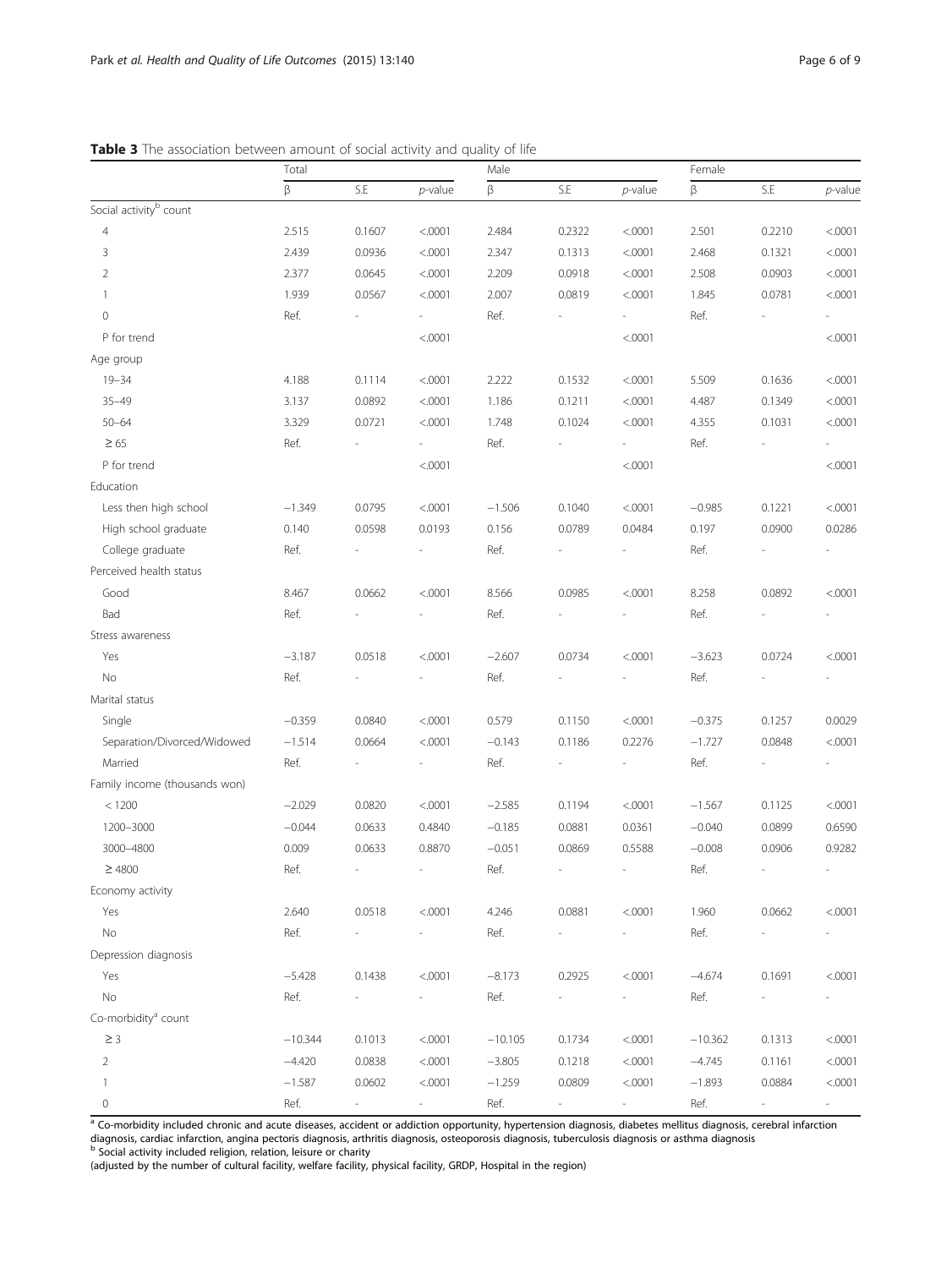**Table 3** The association between amount of social activity and quality of life

| | Total | | | Male | | | Female | | |
|---|---|---|---|---|---|---|---|---|---|
| | β | S.E | *p*-value | β | S.E | *p*-value | β | S.E | *p*-value |
| Social activity[b] count | | | | | | | | | |
| 4 | 2.515 | 0.1607 | <.0001 | 2.484 | 0.2322 | <.0001 | 2.501 | 0.2210 | <.0001 |
| 3 | 2.439 | 0.0936 | <.0001 | 2.347 | 0.1313 | <.0001 | 2.468 | 0.1321 | <.0001 |
| 2 | 2.377 | 0.0645 | <.0001 | 2.209 | 0.0918 | <.0001 | 2.508 | 0.0903 | <.0001 |
| 1 | 1.939 | 0.0567 | <.0001 | 2.007 | 0.0819 | <.0001 | 1.845 | 0.0781 | <.0001 |
| 0 | Ref. | - | - | Ref. | - | - | Ref. | - | - |
| P for trend | | | <.0001 | | | <.0001 | | | <.0001 |
| Age group | | | | | | | | | |
| 19–34 | 4.188 | 0.1114 | <.0001 | 2.222 | 0.1532 | <.0001 | 5.509 | 0.1636 | <.0001 |
| 35–49 | 3.137 | 0.0892 | <.0001 | 1.186 | 0.1211 | <.0001 | 4.487 | 0.1349 | <.0001 |
| 50–64 | 3.329 | 0.0721 | <.0001 | 1.748 | 0.1024 | <.0001 | 4.355 | 0.1031 | <.0001 |
| ≥ 65 | Ref. | - | - | Ref. | - | - | Ref. | - | - |
| P for trend | | | <.0001 | | | <.0001 | | | <.0001 |
| Education | | | | | | | | | |
| Less then high school | −1.349 | 0.0795 | <.0001 | −1.506 | 0.1040 | <.0001 | −0.985 | 0.1221 | <.0001 |
| High school graduate | 0.140 | 0.0598 | 0.0193 | 0.156 | 0.0789 | 0.0484 | 0.197 | 0.0900 | 0.0286 |
| College graduate | Ref. | - | - | Ref. | - | - | Ref. | - | - |
| Perceived health status | | | | | | | | | |
| Good | 8.467 | 0.0662 | <.0001 | 8.566 | 0.0985 | <.0001 | 8.258 | 0.0892 | <.0001 |
| Bad | Ref. | - | - | Ref. | - | - | Ref. | - | - |
| Stress awareness | | | | | | | | | |
| Yes | −3.187 | 0.0518 | <.0001 | −2.607 | 0.0734 | <.0001 | −3.623 | 0.0724 | <.0001 |
| No | Ref. | - | - | Ref. | - | - | Ref. | - | - |
| Marital status | | | | | | | | | |
| Single | −0.359 | 0.0840 | <.0001 | 0.579 | 0.1150 | <.0001 | −0.375 | 0.1257 | 0.0029 |
| Separation/Divorced/Widowed | −1.514 | 0.0664 | <.0001 | −0.143 | 0.1186 | 0.2276 | −1.727 | 0.0848 | <.0001 |
| Married | Ref. | - | - | Ref. | - | - | Ref. | - | - |
| Family income (thousands won) | | | | | | | | | |
| < 1200 | −2.029 | 0.0820 | <.0001 | −2.585 | 0.1194 | <.0001 | −1.567 | 0.1125 | <.0001 |
| 1200–3000 | −0.044 | 0.0633 | 0.4840 | −0.185 | 0.0881 | 0.0361 | −0.040 | 0.0899 | 0.6590 |
| 3000–4800 | 0.009 | 0.0633 | 0.8870 | −0.051 | 0.0869 | 0.5588 | −0.008 | 0.0906 | 0.9282 |
| ≥ 4800 | Ref. | - | - | Ref. | - | - | Ref. | - | - |
| Economy activity | | | | | | | | | |
| Yes | 2.640 | 0.0518 | <.0001 | 4.246 | 0.0881 | <.0001 | 1.960 | 0.0662 | <.0001 |
| No | Ref. | - | - | Ref. | - | - | Ref. | - | - |
| Depression diagnosis | | | | | | | | | |
| Yes | −5.428 | 0.1438 | <.0001 | −8.173 | 0.2925 | <.0001 | −4.674 | 0.1691 | <.0001 |
| No | Ref. | - | - | Ref. | - | - | Ref. | - | - |
| Co-morbidity[a] count | | | | | | | | | |
| ≥ 3 | −10.344 | 0.1013 | <.0001 | −10.105 | 0.1734 | <.0001 | −10.362 | 0.1313 | <.0001 |
| 2 | −4.420 | 0.0838 | <.0001 | −3.805 | 0.1218 | <.0001 | −4.745 | 0.1161 | <.0001 |
| 1 | −1.587 | 0.0602 | <.0001 | −1.259 | 0.0809 | <.0001 | −1.893 | 0.0884 | <.0001 |
| 0 | Ref. | - | - | Ref. | - | - | Ref. | - | - |

[a] Co-morbidity included chronic and acute diseases, accident or addiction opportunity, hypertension diagnosis, diabetes mellitus diagnosis, cerebral infarction diagnosis, cardiac infarction, angina pectoris diagnosis, arthritis diagnosis, osteoporosis diagnosis, tuberculosis diagnosis or asthma diagnosis
[b] Social activity included religion, relation, leisure or charity
(adjusted by the number of cultural facility, welfare facility, physical facility, GRDP, Hospital in the region)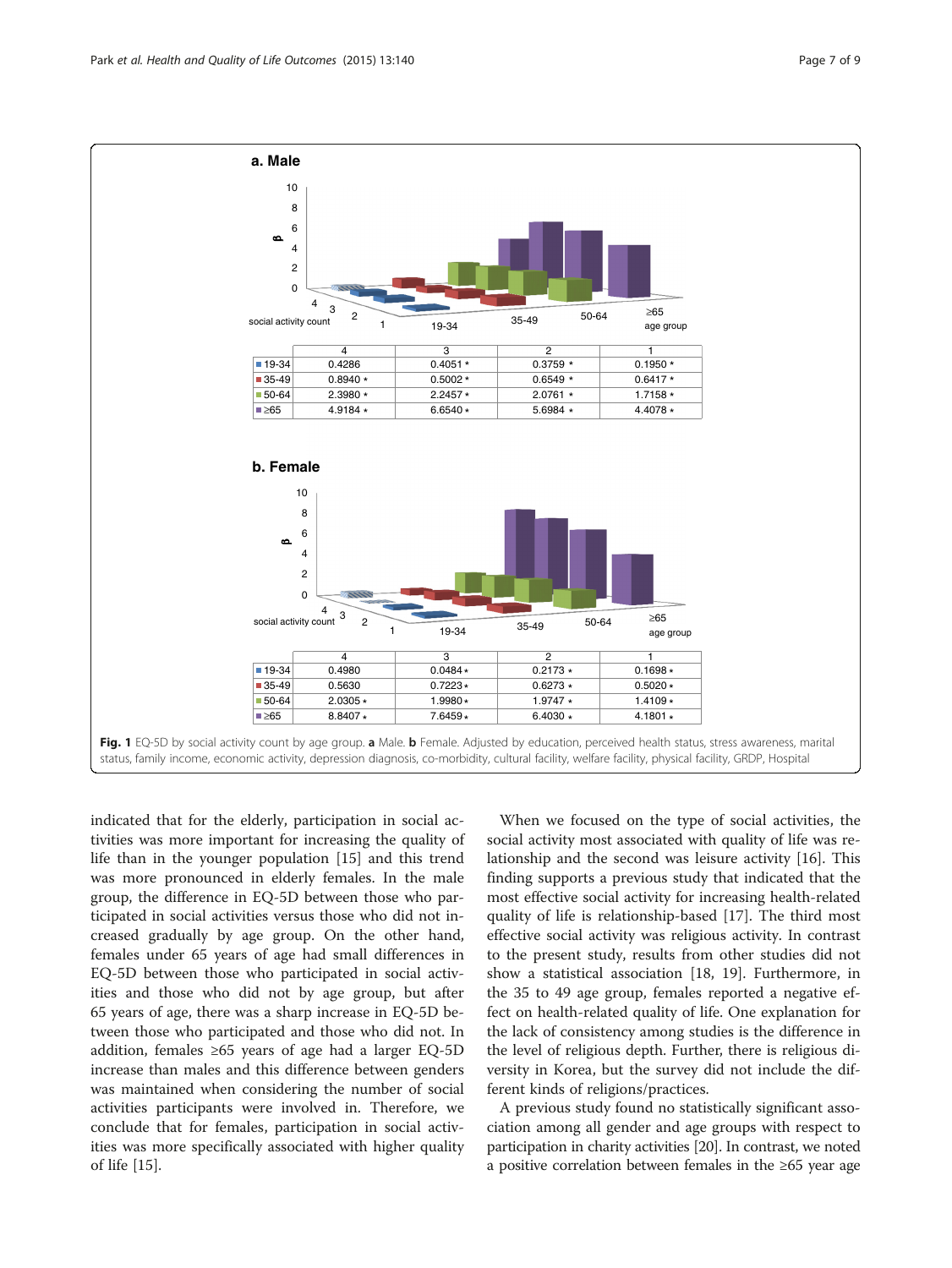**a. Male**

| | 4 | 3 | 2 | 1 |
|---|---|---|---|---|
| 19-34 | 0.4286 | 0.4051 * | 0.3759 * | 0.1950 * |
| 35-49 | 0.8940 * | 0.5002 * | 0.6549 * | 0.6417 * |
| 50-64 | 2.3980 * | 2.2457 * | 2.0761 * | 1.7158 * |
| ≥65 | 4.9184 * | 6.6540 * | 5.6984 * | 4.4078 * |

**b. Female**

| | 4 | 3 | 2 | 1 |
|---|---|---|---|---|
| 19-34 | 0.4980 | 0.0484 * | 0.2173 * | 0.1698 * |
| 35-49 | 0.5630 | 0.7223 * | 0.6273 * | 0.5020 * |
| 50-64 | 2.0305 * | 1.9980 * | 1.9747 * | 1.4109 * |
| ≥65 | 8.8407 * | 7.6459 * | 6.4030 * | 4.1801 * |

**Fig. 1** EQ-5D by social activity count by age group. **a** Male. **b** Female. Adjusted by education, perceived health status, stress awareness, marital status, family income, economic activity, depression diagnosis, co-morbidity, cultural facility, welfare facility, physical facility, GRDP, Hospital

indicated that for the elderly, participation in social activities was more important for increasing the quality of life than in the younger population [15] and this trend was more pronounced in elderly females. In the male group, the difference in EQ-5D between those who participated in social activities versus those who did not increased gradually by age group. On the other hand, females under 65 years of age had small differences in EQ-5D between those who participated in social activities and those who did not by age group, but after 65 years of age, there was a sharp increase in EQ-5D between those who participated and those who did not. In addition, females ≥65 years of age had a larger EQ-5D increase than males and this difference between genders was maintained when considering the number of social activities participants were involved in. Therefore, we conclude that for females, participation in social activities was more specifically associated with higher quality of life [15].

When we focused on the type of social activities, the social activity most associated with quality of life was relationship and the second was leisure activity [16]. This finding supports a previous study that indicated that the most effective social activity for increasing health-related quality of life is relationship-based [17]. The third most effective social activity was religious activity. In contrast to the present study, results from other studies did not show a statistical association [18, 19]. Furthermore, in the 35 to 49 age group, females reported a negative effect on health-related quality of life. One explanation for the lack of consistency among studies is the difference in the level of religious depth. Further, there is religious diversity in Korea, but the survey did not include the different kinds of religions/practices.

A previous study found no statistically significant association among all gender and age groups with respect to participation in charity activities [20]. In contrast, we noted a positive correlation between females in the ≥65 year age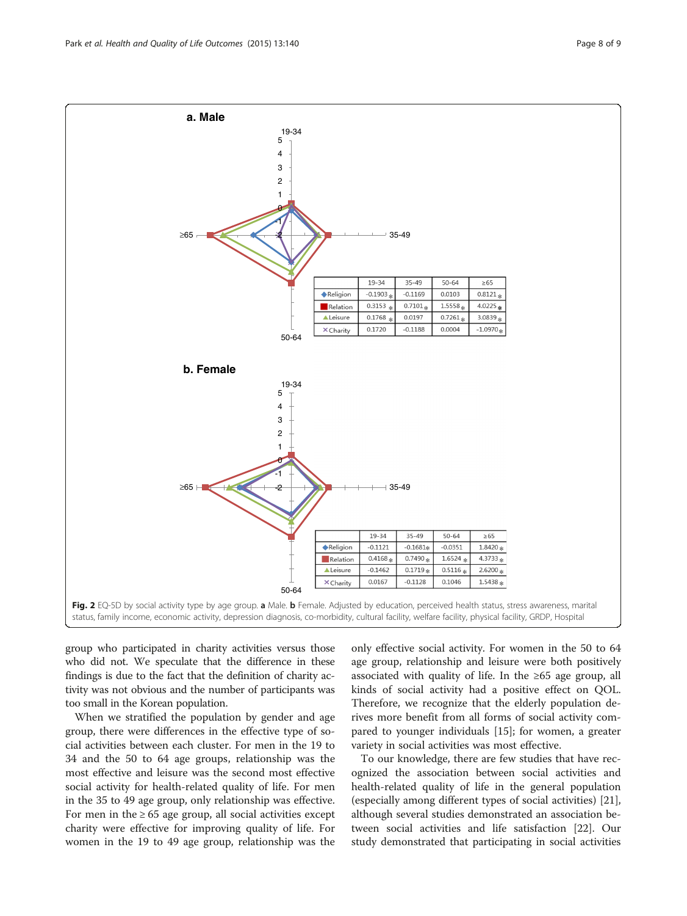**a. Male**

|  | 19-34 | 35-49 | 50-64 | ≥65 |
|---|---|---|---|---|
| ◆Religion | -0.1903 * | -0.1169 | 0.0103 | 0.8121 * |
| ■Relation | 0.3153 * | 0.7101 * | 1.5558 * | 4.0225 * |
| ▲Leisure | 0.1768 * | 0.0197 | 0.7261 * | 3.0839 * |
| ×Charity | 0.1720 | -0.1188 | 0.0004 | -1.0970 * |

**b. Female**

|  | 19-34 | 35-49 | 50-64 | ≥65 |
|---|---|---|---|---|
| ◆Religion | -0.1121 | -0.1681 * | -0.0351 | 1.8420 * |
| ■Relation | 0.4168 * | 0.7490 * | 1.6524 * | 4.3733 * |
| ▲Leisure | -0.1462 | 0.1719 * | 0.5116 * | 2.6200 * |
| ×Charity | 0.0167 | -0.1128 | 0.1046 | 1.5438 * |

**Fig. 2** EQ-5D by social activity type by age group. **a** Male. **b** Female. Adjusted by education, perceived health status, stress awareness, marital status, family income, economic activity, depression diagnosis, co-morbidity, cultural facility, welfare facility, physical facility, GRDP, Hospital

group who participated in charity activities versus those who did not. We speculate that the difference in these findings is due to the fact that the definition of charity activity was not obvious and the number of participants was too small in the Korean population.

When we stratified the population by gender and age group, there were differences in the effective type of social activities between each cluster. For men in the 19 to 34 and the 50 to 64 age groups, relationship was the most effective and leisure was the second most effective social activity for health-related quality of life. For men in the 35 to 49 age group, only relationship was effective. For men in the ≥ 65 age group, all social activities except charity were effective for improving quality of life. For women in the 19 to 49 age group, relationship was the only effective social activity. For women in the 50 to 64 age group, relationship and leisure were both positively associated with quality of life. In the ≥65 age group, all kinds of social activity had a positive effect on QOL. Therefore, we recognize that the elderly population derives more benefit from all forms of social activity compared to younger individuals [15]; for women, a greater variety in social activities was most effective.

To our knowledge, there are few studies that have recognized the association between social activities and health-related quality of life in the general population (especially among different types of social activities) [21], although several studies demonstrated an association between social activities and life satisfaction [22]. Our study demonstrated that participating in social activities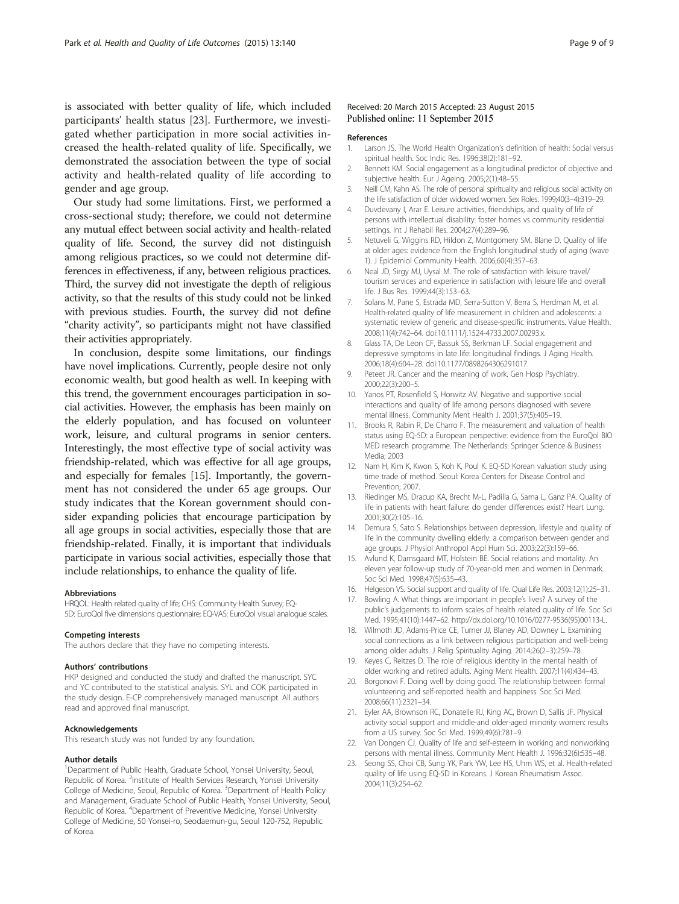is associated with better quality of life, which included participants' health status [23]. Furthermore, we investigated whether participation in more social activities increased the health-related quality of life. Specifically, we demonstrated the association between the type of social activity and health-related quality of life according to gender and age group.

Our study had some limitations. First, we performed a cross-sectional study; therefore, we could not determine any mutual effect between social activity and health-related quality of life. Second, the survey did not distinguish among religious practices, so we could not determine differences in effectiveness, if any, between religious practices. Third, the survey did not investigate the depth of religious activity, so that the results of this study could not be linked with previous studies. Fourth, the survey did not define "charity activity", so participants might not have classified their activities appropriately.

In conclusion, despite some limitations, our findings have novel implications. Currently, people desire not only economic wealth, but good health as well. In keeping with this trend, the government encourages participation in social activities. However, the emphasis has been mainly on the elderly population, and has focused on volunteer work, leisure, and cultural programs in senior centers. Interestingly, the most effective type of social activity was friendship-related, which was effective for all age groups, and especially for females [15]. Importantly, the government has not considered the under 65 age groups. Our study indicates that the Korean government should consider expanding policies that encourage participation by all age groups in social activities, especially those that are friendship-related. Finally, it is important that individuals participate in various social activities, especially those that include relationships, to enhance the quality of life.

#### Abbreviations

HRQOL: Health related quality of life; CHS: Community Health Survey; EQ-5D: EuroQol five dimensions questionnaire; EQ-VAS: EuroQol visual analogue scales.

#### Competing interests

The authors declare that they have no competing interests.

#### Authors' contributions

HKP designed and conducted the study and drafted the manuscript. SYC and YC contributed to the statistical analysis. SYL and COK participated in the study design. E-CP comprehensively managed manuscript. All authors read and approved final manuscript.

#### Acknowledgements

This research study was not funded by any foundation.

#### Author details

[1]Department of Public Health, Graduate School, Yonsei University, Seoul, Republic of Korea. [2]Institute of Health Services Research, Yonsei University College of Medicine, Seoul, Republic of Korea. [3]Department of Health Policy and Management, Graduate School of Public Health, Yonsei University, Seoul, Republic of Korea. [4]Department of Preventive Medicine, Yonsei University College of Medicine, 50 Yonsei-ro, Seodaemun-gu, Seoul 120-752, Republic of Korea.

Received: 20 March 2015 Accepted: 23 August 2015
Published online: 11 September 2015

#### References

1. Larson JS. The World Health Organization's definition of health: Social versus spiritual health. Soc Indic Res. 1996;38(2):181–92.
2. Bennett KM. Social engagement as a longitudinal predictor of objective and subjective health. Eur J Ageing. 2005;2(1):48–55.
3. Neill CM, Kahn AS. The role of personal spirituality and religious social activity on the life satisfaction of older widowed women. Sex Roles. 1999;40(3–4):319–29.
4. Duvdevany I, Arar E. Leisure activities, friendships, and quality of life of persons with intellectual disability: foster homes vs community residential settings. Int J Rehabil Res. 2004;27(4):289–96.
5. Netuveli G, Wiggins RD, Hildon Z, Montgomery SM, Blane D. Quality of life at older ages: evidence from the English longitudinal study of aging (wave 1). J Epidemiol Community Health. 2006;60(4):357–63.
6. Neal JD, Sirgy MJ, Uysal M. The role of satisfaction with leisure travel/tourism services and experience in satisfaction with leisure life and overall life. J Bus Res. 1999;44(3):153–63.
7. Solans M, Pane S, Estrada MD, Serra-Sutton V, Berra S, Herdman M, et al. Health-related quality of life measurement in children and adolescents: a systematic review of generic and disease-specific instruments. Value Health. 2008;11(4):742–64. doi:10.1111/j.1524-4733.2007.00293.x.
8. Glass TA, De Leon CF, Bassuk SS, Berkman LF. Social engagement and depressive symptoms in late life: longitudinal findings. J Aging Health. 2006;18(4):604–28. doi:10.1177/0898264306291017.
9. Peteet JR. Cancer and the meaning of work. Gen Hosp Psychiatry. 2000;22(3):200–5.
10. Yanos PT, Rosenfield S, Horwitz AV. Negative and supportive social interactions and quality of life among persons diagnosed with severe mental illness. Community Ment Health J. 2001;37(5):405–19.
11. Brooks R, Rabin R, De Charro F. The measurement and valuation of health status using EQ-5D: a European perspective: evidence from the EuroQol BIO MED research programme. The Netherlands: Springer Science & Business Media; 2003
12. Nam H, Kim K, Kwon S, Koh K, Poul K. EQ-5D Korean valuation study using time trade of method. Seoul: Korea Centers for Disease Control and Prevention; 2007.
13. Riedinger MS, Dracup KA, Brecht M-L, Padilla G, Sarna L, Ganz PA. Quality of life in patients with heart failure: do gender differences exist? Heart Lung. 2001;30(2):105–16.
14. Demura S, Sato S. Relationships between depression, lifestyle and quality of life in the community dwelling elderly: a comparison between gender and age groups. J Physiol Anthropol Appl Hum Sci. 2003;22(3):159–66.
15. Avlund K, Damsgaard MT, Holstein BE. Social relations and mortality. An eleven year follow-up study of 70-year-old men and women in Denmark. Soc Sci Med. 1998;47(5):635–43.
16. Helgeson VS. Social support and quality of life. Qual Life Res. 2003;12(1):25–31.
17. Bowling A. What things are important in people's lives? A survey of the public's judgements to inform scales of health related quality of life. Soc Sci Med. 1995;41(10):1447–62. http://dx.doi.org/10.1016/0277-9536(95)00113-L.
18. Wilmoth JD, Adams-Price CE, Turner JJ, Blaney AD, Downey L. Examining social connections as a link between religious participation and well-being among older adults. J Relig Spirituality Aging. 2014;26(2–3):259–78.
19. Keyes C, Reitzes D. The role of religious identity in the mental health of older working and retired adults. Aging Ment Health. 2007;11(4):434–43.
20. Borgonovi F. Doing well by doing good. The relationship between formal volunteering and self-reported health and happiness. Soc Sci Med. 2008;66(11):2321–34.
21. Eyler AA, Brownson RC, Donatelle RJ, King AC, Brown D, Sallis JF. Physical activity social support and middle-and older-aged minority women: results from a US survey. Soc Sci Med. 1999;49(6):781–9.
22. Van Dongen CJ. Quality of life and self-esteem in working and nonworking persons with mental illness. Community Ment Health J. 1996;32(6):535–48.
23. Seong SS, Choi CB, Sung YK, Park YW, Lee HS, Uhm WS, et al. Health-related quality of life using EQ-5D in Koreans. J Korean Rheumatism Assoc. 2004;11(3):254–62.